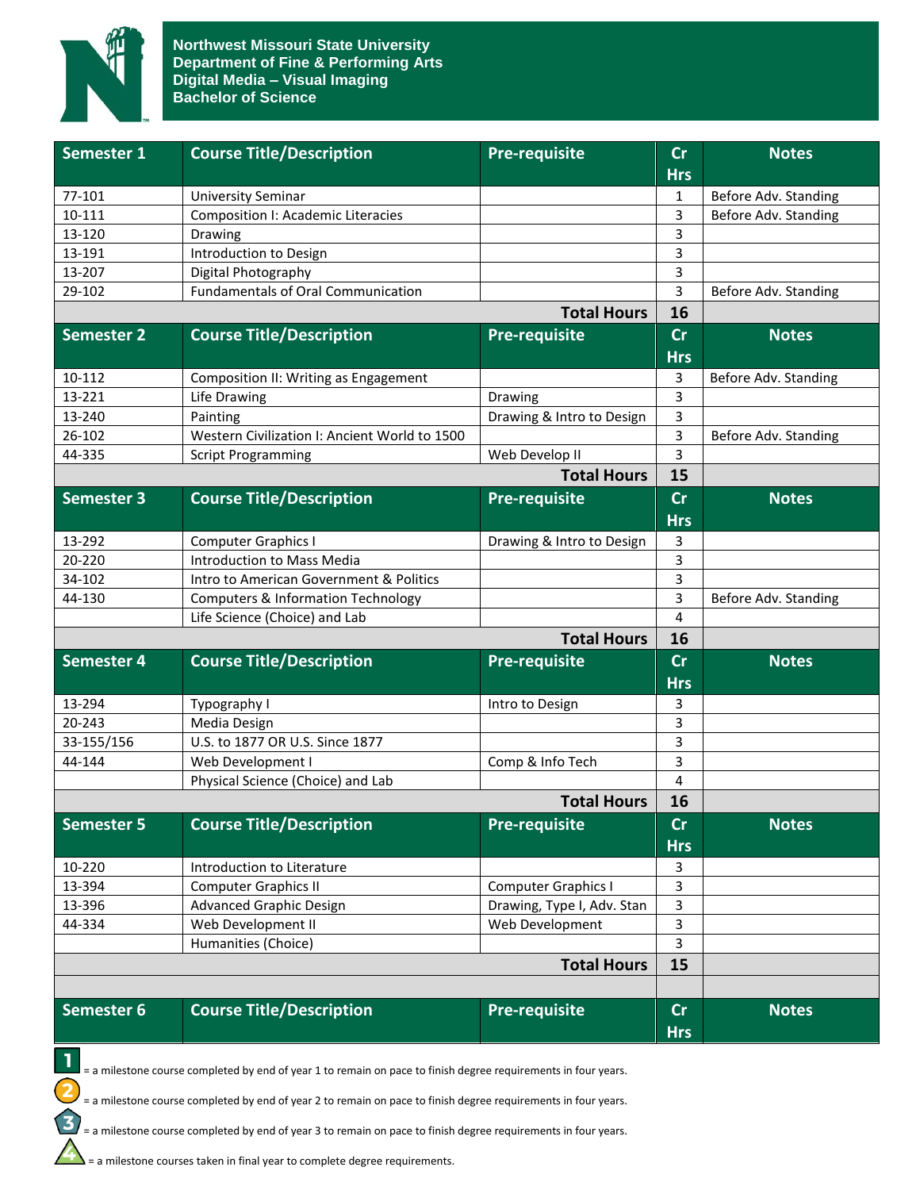# Northwest Missouri State University
## Department of Fine & Performing Arts
## Digital Media – Visual Imaging
## Bachelor of Science

| Semester 1 | Course Title/Description | Pre-requisite | Cr Hrs | Notes |
|---|---|---|---|---|
| 77-101 | University Seminar | | 1 | Before Adv. Standing |
| 10-111 | Composition I: Academic Literacies | | 3 | Before Adv. Standing |
| 13-120 | Drawing | | 3 | |
| 13-191 | Introduction to Design | | 3 | |
| 13-207 | Digital Photography | | 3 | |
| 29-102 | Fundamentals of Oral Communication | | 3 | Before Adv. Standing |
| | | **Total Hours** | **16** | |

| Semester 2 | Course Title/Description | Pre-requisite | Cr Hrs | Notes |
|---|---|---|---|---|
| 10-112 | Composition II: Writing as Engagement | | 3 | Before Adv. Standing |
| 13-221 | Life Drawing | Drawing | 3 | |
| 13-240 | Painting | Drawing & Intro to Design | 3 | |
| 26-102 | Western Civilization I: Ancient World to 1500 | | 3 | Before Adv. Standing |
| 44-335 | Script Programming | Web Develop II | 3 | |
| | | **Total Hours** | **15** | |

| Semester 3 | Course Title/Description | Pre-requisite | Cr Hrs | Notes |
|---|---|---|---|---|
| 13-292 | Computer Graphics I | Drawing & Intro to Design | 3 | |
| 20-220 | Introduction to Mass Media | | 3 | |
| 34-102 | Intro to American Government & Politics | | 3 | |
| 44-130 | Computers & Information Technology | | 3 | Before Adv. Standing |
| | Life Science (Choice) and Lab | | 4 | |
| | | **Total Hours** | **16** | |

| Semester 4 | Course Title/Description | Pre-requisite | Cr Hrs | Notes |
|---|---|---|---|---|
| 13-294 | Typography I | Intro to Design | 3 | |
| 20-243 | Media Design | | 3 | |
| 33-155/156 | U.S. to 1877 OR U.S. Since 1877 | | 3 | |
| 44-144 | Web Development I | Comp & Info Tech | 3 | |
| | Physical Science (Choice) and Lab | | 4 | |
| | | **Total Hours** | **16** | |

| Semester 5 | Course Title/Description | Pre-requisite | Cr Hrs | Notes |
|---|---|---|---|---|
| 10-220 | Introduction to Literature | | 3 | |
| 13-394 | Computer Graphics II | Computer Graphics I | 3 | |
| 13-396 | Advanced Graphic Design | Drawing, Type I, Adv. Stan | 3 | |
| 44-334 | Web Development II | Web Development | 3 | |
| | Humanities (Choice) | | 3 | |
| | | **Total Hours** | **15** | |

| Semester 6 | Course Title/Description | Pre-requisite | Cr Hrs | Notes |
|---|---|---|---|---|

1 = a milestone course completed by end of year 1 to remain on pace to finish degree requirements in four years.

2 = a milestone course completed by end of year 2 to remain on pace to finish degree requirements in four years.

3 = a milestone course completed by end of year 3 to remain on pace to finish degree requirements in four years.

4 = a milestone courses taken in final year to complete degree requirements.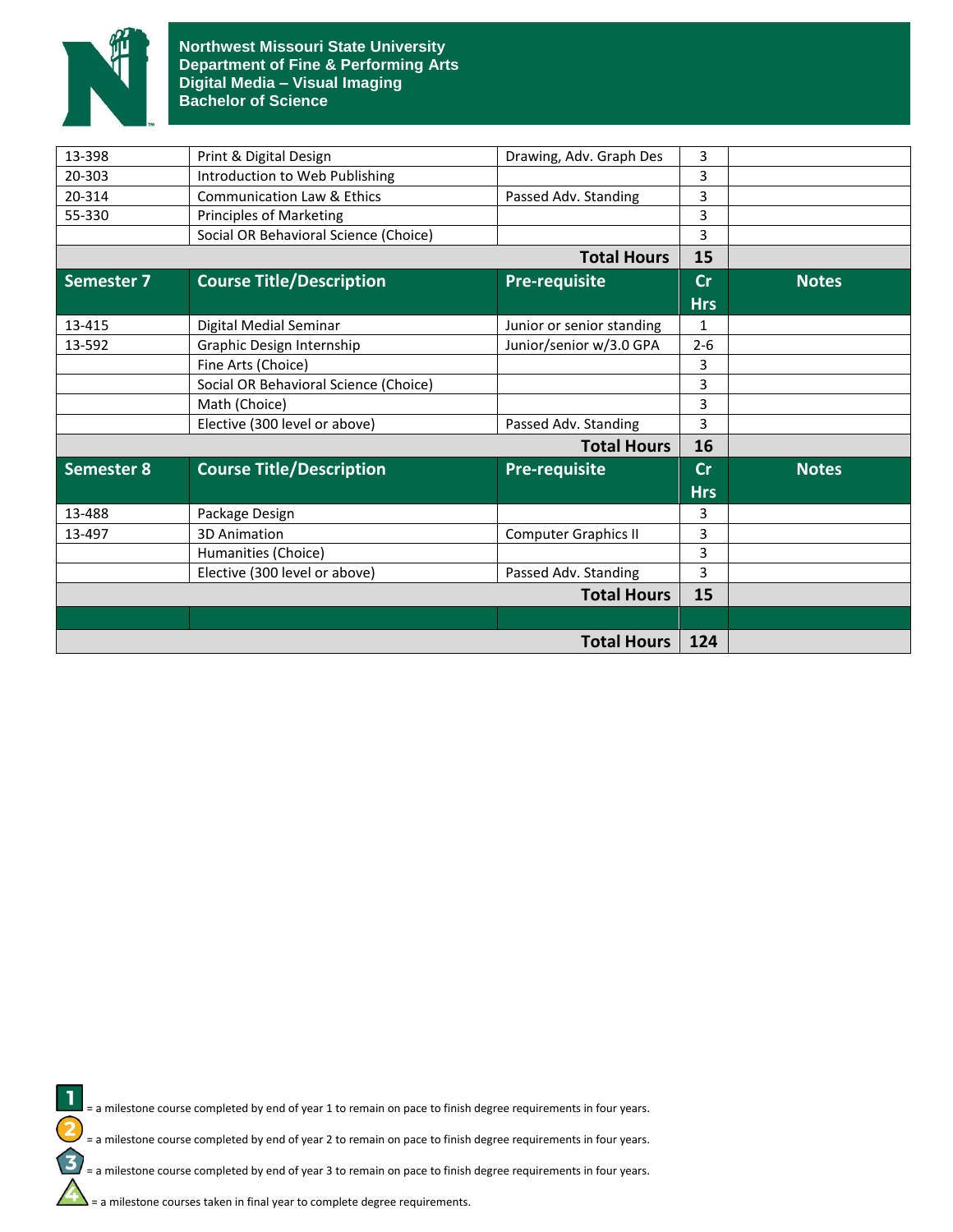**Northwest Missouri State University**
**Department of Fine & Performing Arts**
**Digital Media – Visual Imaging**
**Bachelor of Science**

| | | | | |
|---|---|---|---|---|
| 13-398 | Print & Digital Design | Drawing, Adv. Graph Des | 3 | |
| 20-303 | Introduction to Web Publishing | | 3 | |
| 20-314 | Communication Law & Ethics | Passed Adv. Standing | 3 | |
| 55-330 | Principles of Marketing | | 3 | |
| | Social OR Behavioral Science (Choice) | | 3 | |
| | | **Total Hours** | **15** | |
| **Semester 7** | **Course Title/Description** | **Pre-requisite** | **Cr Hrs** | **Notes** |
| 13-415 | Digital Medial Seminar | Junior or senior standing | 1 | |
| 13-592 | Graphic Design Internship | Junior/senior w/3.0 GPA | 2-6 | |
| | Fine Arts (Choice) | | 3 | |
| | Social OR Behavioral Science (Choice) | | 3 | |
| | Math (Choice) | | 3 | |
| | Elective (300 level or above) | Passed Adv. Standing | 3 | |
| | | **Total Hours** | **16** | |
| **Semester 8** | **Course Title/Description** | **Pre-requisite** | **Cr Hrs** | **Notes** |
| 13-488 | Package Design | | 3 | |
| 13-497 | 3D Animation | Computer Graphics II | 3 | |
| | Humanities (Choice) | | 3 | |
| | Elective (300 level or above) | Passed Adv. Standing | 3 | |
| | | **Total Hours** | **15** | |
| | | | | |
| | | **Total Hours** | **124** | |

1 = a milestone course completed by end of year 1 to remain on pace to finish degree requirements in four years.

2 = a milestone course completed by end of year 2 to remain on pace to finish degree requirements in four years.

3 = a milestone course completed by end of year 3 to remain on pace to finish degree requirements in four years.

4 = a milestone courses taken in final year to complete degree requirements.